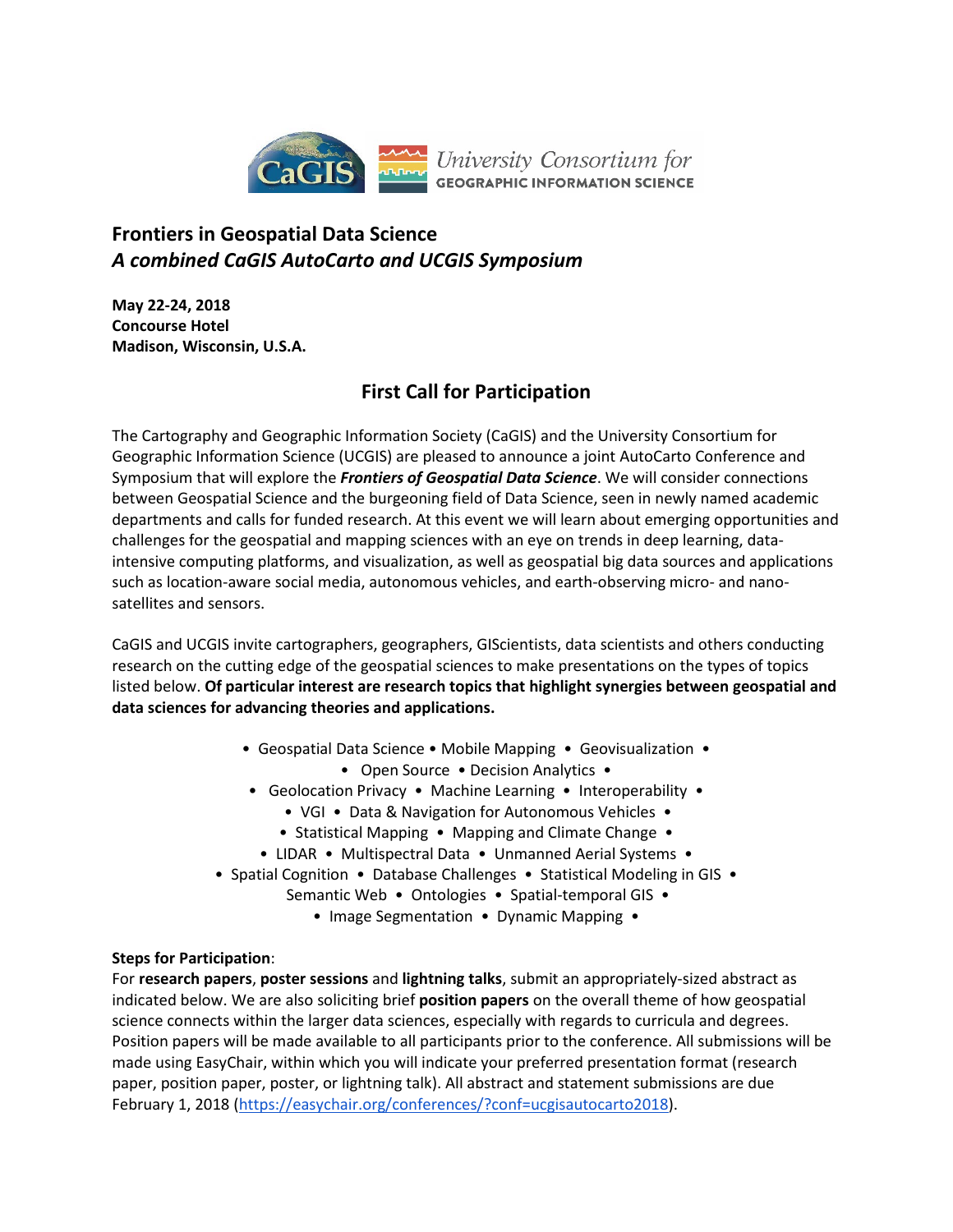# Frontiers in Geospatial Data Science

## *A combined CaGIS AutoCarto and UCGIS Symposium*

**May 22-24, 2018**
**Concourse Hotel**
**Madison, Wisconsin, U.S.A.**

## First Call for Participation

The Cartography and Geographic Information Society (CaGIS) and the University Consortium for Geographic Information Science (UCGIS) are pleased to announce a joint AutoCarto Conference and Symposium that will explore the ***Frontiers of Geospatial Data Science***. We will consider connections between Geospatial Science and the burgeoning field of Data Science, seen in newly named academic departments and calls for funded research. At this event we will learn about emerging opportunities and challenges for the geospatial and mapping sciences with an eye on trends in deep learning, data-intensive computing platforms, and visualization, as well as geospatial big data sources and applications such as location-aware social media, autonomous vehicles, and earth-observing micro- and nano-satellites and sensors.

CaGIS and UCGIS invite cartographers, geographers, GIScientists, data scientists and others conducting research on the cutting edge of the geospatial sciences to make presentations on the types of topics listed below. **Of particular interest are research topics that highlight synergies between geospatial and data sciences for advancing theories and applications.**

• Geospatial Data Science • Mobile Mapping • Geovisualization •
• Open Source • Decision Analytics •
• Geolocation Privacy • Machine Learning • Interoperability •
• VGI • Data & Navigation for Autonomous Vehicles •
• Statistical Mapping • Mapping and Climate Change •
• LIDAR • Multispectral Data • Unmanned Aerial Systems •
• Spatial Cognition • Database Challenges • Statistical Modeling in GIS •
Semantic Web • Ontologies • Spatial-temporal GIS •
• Image Segmentation • Dynamic Mapping •

**Steps for Participation**:
For **research papers**, **poster sessions** and **lightning talks**, submit an appropriately-sized abstract as indicated below. We are also soliciting brief **position papers** on the overall theme of how geospatial science connects within the larger data sciences, especially with regards to curricula and degrees. Position papers will be made available to all participants prior to the conference. All submissions will be made using EasyChair, within which you will indicate your preferred presentation format (research paper, position paper, poster, or lightning talk). All abstract and statement submissions are due February 1, 2018 (https://easychair.org/conferences/?conf=ucgisautocarto2018).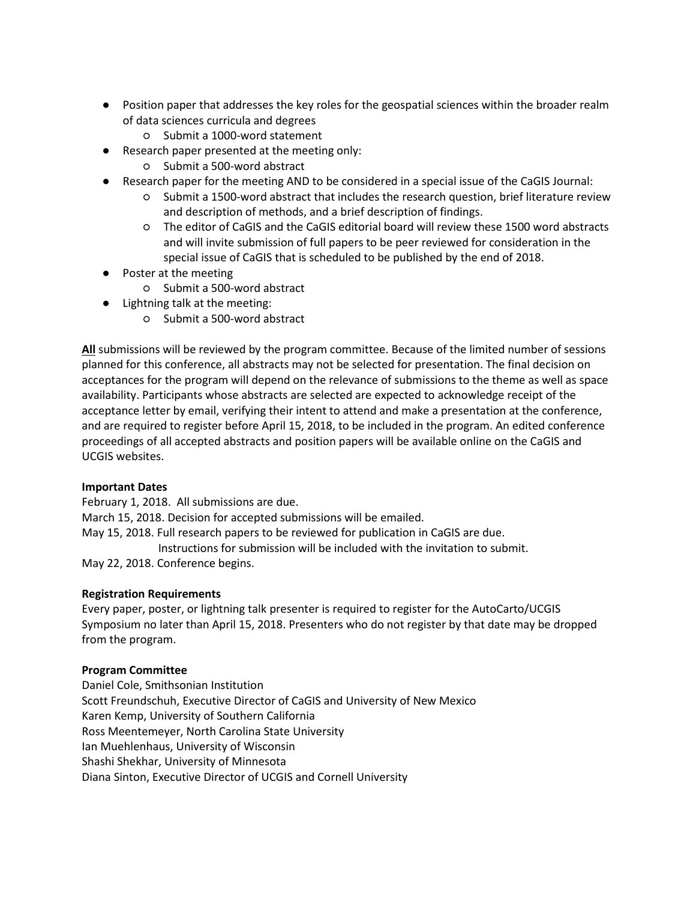- Position paper that addresses the key roles for the geospatial sciences within the broader realm of data sciences curricula and degrees
    - Submit a 1000-word statement
- Research paper presented at the meeting only:
    - Submit a 500-word abstract
- Research paper for the meeting AND to be considered in a special issue of the CaGIS Journal:
    - Submit a 1500-word abstract that includes the research question, brief literature review and description of methods, and a brief description of findings.
    - The editor of CaGIS and the CaGIS editorial board will review these 1500 word abstracts and will invite submission of full papers to be peer reviewed for consideration in the special issue of CaGIS that is scheduled to be published by the end of 2018.
- Poster at the meeting
    - Submit a 500-word abstract
- Lightning talk at the meeting:
    - Submit a 500-word abstract

**All** submissions will be reviewed by the program committee. Because of the limited number of sessions planned for this conference, all abstracts may not be selected for presentation. The final decision on acceptances for the program will depend on the relevance of submissions to the theme as well as space availability. Participants whose abstracts are selected are expected to acknowledge receipt of the acceptance letter by email, verifying their intent to attend and make a presentation at the conference, and are required to register before April 15, 2018, to be included in the program. An edited conference proceedings of all accepted abstracts and position papers will be available online on the CaGIS and UCGIS websites.

**Important Dates**

February 1, 2018. All submissions are due.
March 15, 2018. Decision for accepted submissions will be emailed.
May 15, 2018. Full research papers to be reviewed for publication in CaGIS are due.
Instructions for submission will be included with the invitation to submit.
May 22, 2018. Conference begins.

**Registration Requirements**

Every paper, poster, or lightning talk presenter is required to register for the AutoCarto/UCGIS Symposium no later than April 15, 2018. Presenters who do not register by that date may be dropped from the program.

**Program Committee**

Daniel Cole, Smithsonian Institution
Scott Freundschuh, Executive Director of CaGIS and University of New Mexico
Karen Kemp, University of Southern California
Ross Meentemeyer, North Carolina State University
Ian Muehlenhaus, University of Wisconsin
Shashi Shekhar, University of Minnesota
Diana Sinton, Executive Director of UCGIS and Cornell University